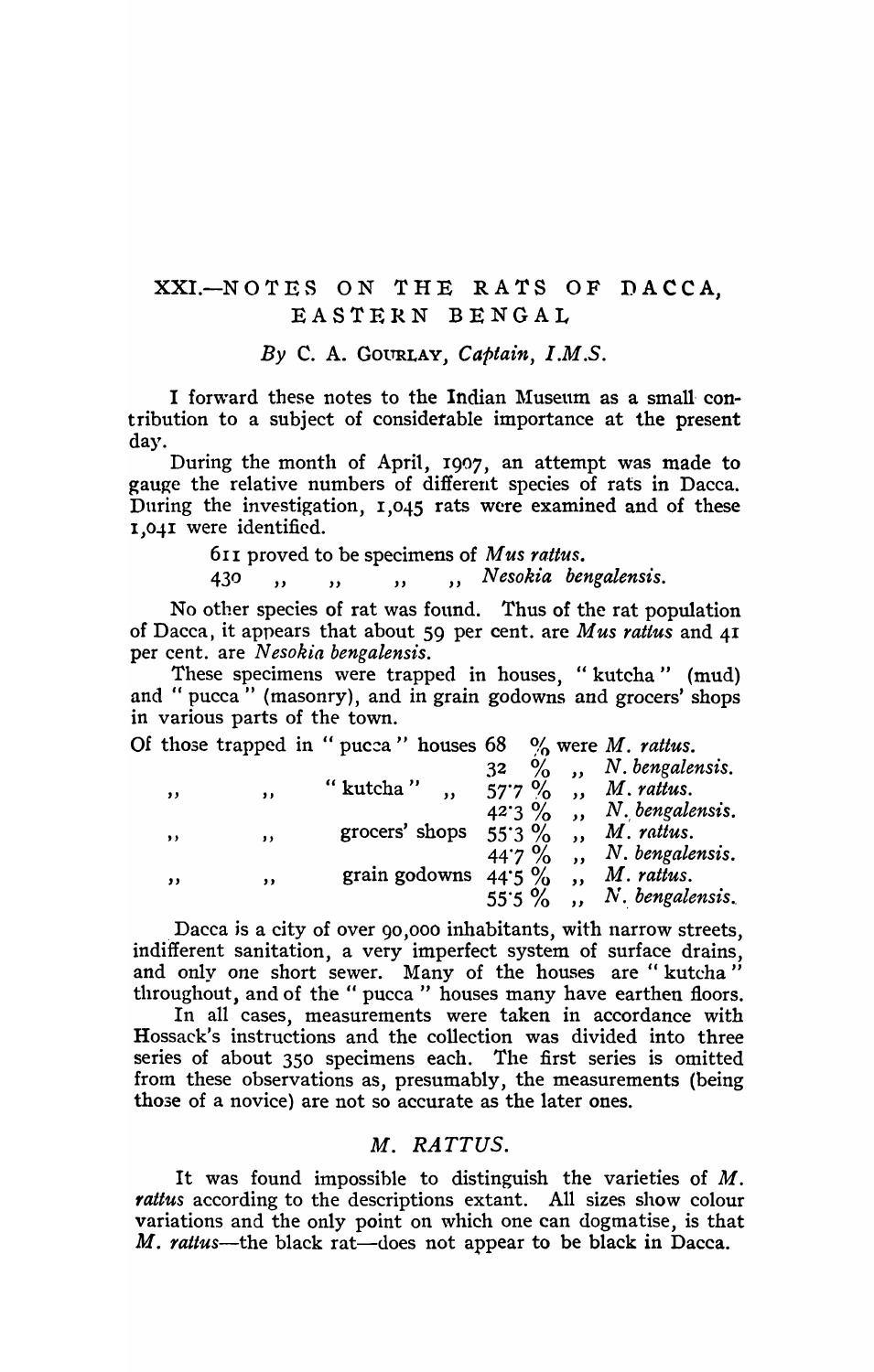# XXI.—NOTES ON THE RATS OF DACCA, EASTERN BENGAL

*By* C. A. GOURLAY, *Captain, I.M.S.*

I forward these notes to the Indian Museum as a small contribution to a subject of considerable importance at the present day.

During the month of April, 1907, an attempt was made to gauge the relative numbers of different species of rats in Dacca. During the investigation, 1,045 rats were examined and of these 1,041 were identified.

611 proved to be specimens of *Mus rattus*.
430 ,, ,, ,, ,, *Nesokia bengalensis*.

No other species of rat was found. Thus of the rat population of Dacca, it appears that about 59 per cent. are *Mus rattus* and 41 per cent. are *Nesokia bengalensis*.

These specimens were trapped in houses, "kutcha" (mud) and "pucca" (masonry), and in grain godowns and grocers' shops in various parts of the town.

| | | | |
|---|---|---|---|
| Of those trapped in "pucca" houses | 68 % | were | *M. rattus*. |
| | 32 % | ,, | *N. bengalensis*. |
| ,, ,, "kutcha" ,, | 57·7 % | ,, | *M. rattus*. |
| | 42·3 % | ,, | *N. bengalensis*. |
| ,, ,, grocers' shops | 55·3 % | ,, | *M. rattus*. |
| | 44·7 % | ,, | *N. bengalensis*. |
| ,, ,, grain godowns | 44·5 % | ,, | *M. rattus*. |
| | 55·5 % | ,, | *N. bengalensis*. |

Dacca is a city of over 90,000 inhabitants, with narrow streets, indifferent sanitation, a very imperfect system of surface drains, and only one short sewer. Many of the houses are "kutcha" throughout, and of the "pucca" houses many have earthen floors.

In all cases, measurements were taken in accordance with Hossack's instructions and the collection was divided into three series of about 350 specimens each. The first series is omitted from these observations as, presumably, the measurements (being those of a novice) are not so accurate as the later ones.

## *M. RATTUS.*

It was found impossible to distinguish the varieties of *M. rattus* according to the descriptions extant. All sizes show colour variations and the only point on which one can dogmatise, is that *M. rattus*—the black rat—does not appear to be black in Dacca.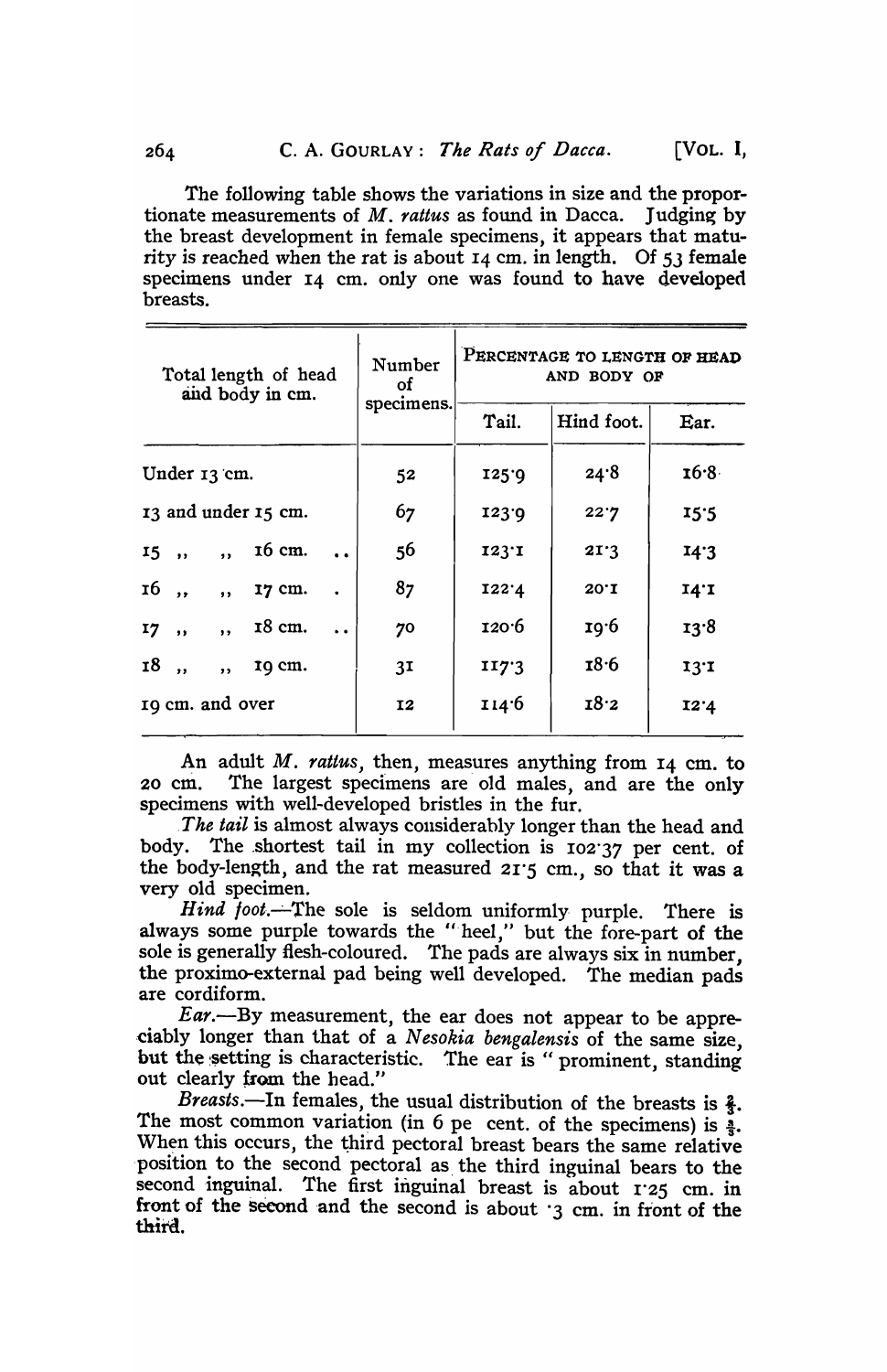The following table shows the variations in size and the proportionate measurements of *M. rattus* as found in Dacca. Judging by the breast development in female specimens, it appears that maturity is reached when the rat is about 14 cm. in length. Of 53 female specimens under 14 cm. only one was found to have developed breasts.

| Total length of head and body in cm. | Number of specimens. | Percentage to length of head and body of | | |
|---|---|---|---|---|
| | | Tail. | Hind foot. | Ear. |
| Under 13 cm. | 52 | 125·9 | 24·8 | 16·8 |
| 13 and under 15 cm. | 67 | 123·9 | 22·7 | 15·5 |
| 15 ,, ,, 16 cm. | 56 | 123·1 | 21·3 | 14·3 |
| 16 ,, ,, 17 cm. | 87 | 122·4 | 20·1 | 14·1 |
| 17 ,, ,, 18 cm. | 70 | 120·6 | 19·6 | 13·8 |
| 18 ,, ,, 19 cm. | 31 | 117·3 | 18·6 | 13·1 |
| 19 cm. and over | 12 | 114·6 | 18·2 | 12·4 |

An adult *M. rattus*, then, measures anything from 14 cm. to 20 cm. The largest specimens are old males, and are the only specimens with well-developed bristles in the fur.

*The tail* is almost always considerably longer than the head and body. The shortest tail in my collection is 102·37 per cent. of the body-length, and the rat measured 21·5 cm., so that it was a very old specimen.

*Hind foot.*—The sole is seldom uniformly purple. There is always some purple towards the "heel," but the fore-part of the sole is generally flesh-coloured. The pads are always six in number, the proximo-external pad being well developed. The median pads are cordiform.

*Ear.*—By measurement, the ear does not appear to be appreciably longer than that of a *Nesokia bengalensis* of the same size, but the setting is characteristic. The ear is "prominent, standing out clearly from the head."

*Breasts.*—In females, the usual distribution of the breasts is $\frac{2}{3}$. The most common variation (in 6 pe cent. of the specimens) is $\frac{3}{3}$. When this occurs, the third pectoral breast bears the same relative position to the second pectoral as the third inguinal bears to the second inguinal. The first inguinal breast is about 1·25 cm. in front of the second and the second is about ·3 cm. in front of the third.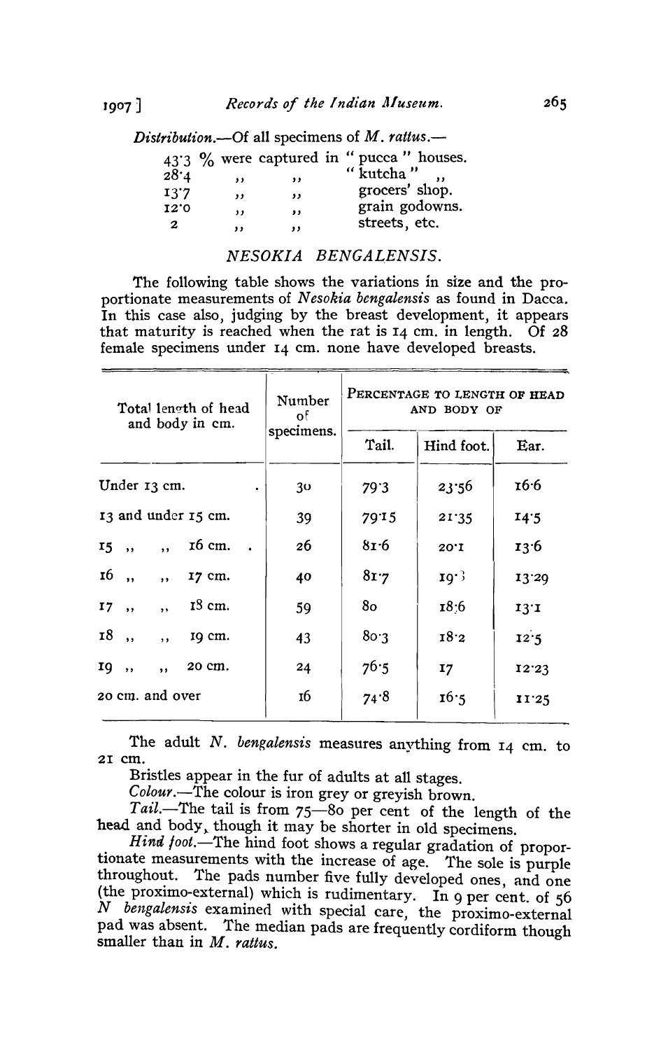*Distribution.*—Of all specimens of *M. rattus.*—

43·3 % were captured in "pucca" houses.
28·4 ,, ,, "kutcha" ,,
13·7 ,, ,, grocers' shop.
12·0 ,, ,, grain godowns.
2 ,, ,, streets, etc.

## *NESOKIA BENGALENSIS.*

The following table shows the variations in size and the proportionate measurements of *Nesokia bengalensis* as found in Dacca. In this case also, judging by the breast development, it appears that maturity is reached when the rat is 14 cm. in length. Of 28 female specimens under 14 cm. none have developed breasts.

| Total length of head and body in cm. | Number of specimens. | Percentage to length of head and body of | | |
|---|---|---|---|---|
| | | Tail. | Hind foot. | Ear. |
| Under 13 cm. | 30 | 79·3 | 23·56 | 16·6 |
| 13 and under 15 cm. | 39 | 79·15 | 21·35 | 14·5 |
| 15 ,, ,, 16 cm. | 26 | 81·6 | 20·1 | 13·6 |
| 16 ,, ,, 17 cm. | 40 | 81·7 | 19·3 | 13·29 |
| 17 ,, ,, 18 cm. | 59 | 80 | 18·6 | 13·1 |
| 18 ,, ,, 19 cm. | 43 | 80·3 | 18·2 | 12·5 |
| 19 ,, ,, 20 cm. | 24 | 76·5 | 17 | 12·23 |
| 20 cm. and over | 16 | 74·8 | 16·5 | 11·25 |

The adult *N. bengalensis* measures anything from 14 cm. to 21 cm.

Bristles appear in the fur of adults at all stages.

*Colour.*—The colour is iron grey or greyish brown.

*Tail.*—The tail is from 75—80 per cent of the length of the head and body, though it may be shorter in old specimens.

*Hind foot.*—The hind foot shows a regular gradation of proportionate measurements with the increase of age. The sole is purple throughout. The pads number five fully developed ones, and one (the proximo-external) which is rudimentary. In 9 per cent. of 56 *N bengalensis* examined with special care, the proximo-external pad was absent. The median pads are frequently cordiform though smaller than in *M. rattus.*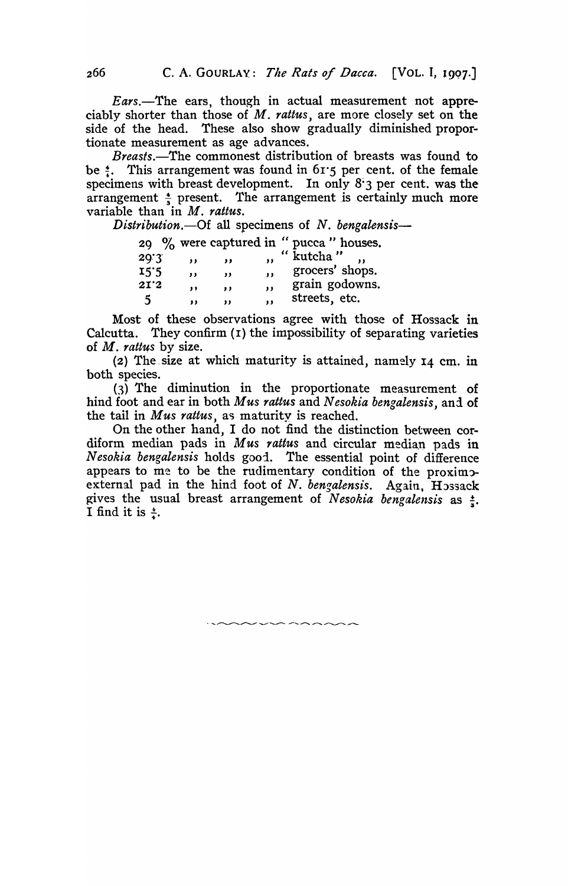*Ears*.—The ears, though in actual measurement not appreciably shorter than those of *M. rattus*, are more closely set on the side of the head. These also show gradually diminished proportionate measurement as age advances.

*Breasts*.—The commonest distribution of breasts was found to be $\frac{4}{4}$. This arrangement was found in 61·5 per cent. of the female specimens with breast development. In only 8·3 per cent. was the arrangement $\frac{4}{3}$ present. The arrangement is certainly much more variable than in *M. rattus*.

*Distribution*.—Of all specimens of *N. bengalensis*—

| | | | | |
|---|---|---|---|---|
| 29 % | were | captured | in | " pucca " houses. |
| 29·3 | ,, | ,, | ,, | " kutcha " ,, |
| 15·5 | ,, | ,, | ,, | grocers' shops. |
| 21·2 | ,, | ,, | ,, | grain godowns. |
| 5 | ,, | ,, | ,, | streets, etc. |

Most of these observations agree with those of Hossack in Calcutta. They confirm (1) the impossibility of separating varieties of *M. rattus* by size.

(2) The size at which maturity is attained, namely 14 cm. in both species.

(3) The diminution in the proportionate measurement of hind foot and ear in both *Mus rattus* and *Nesokia bengalensis*, and of the tail in *Mus rattus*, as maturity is reached.

On the other hand, I do not find the distinction between cordiform median pads in *Mus rattus* and circular median pads in *Nesokia bengalensis* holds good. The essential point of difference appears to me to be the rudimentary condition of the proximo-external pad in the hind foot of *N. bengalensis*. Again, Hossack gives the usual breast arrangement of *Nesokia bengalensis* as $\frac{4}{3}$. I find it is $\frac{4}{4}$.